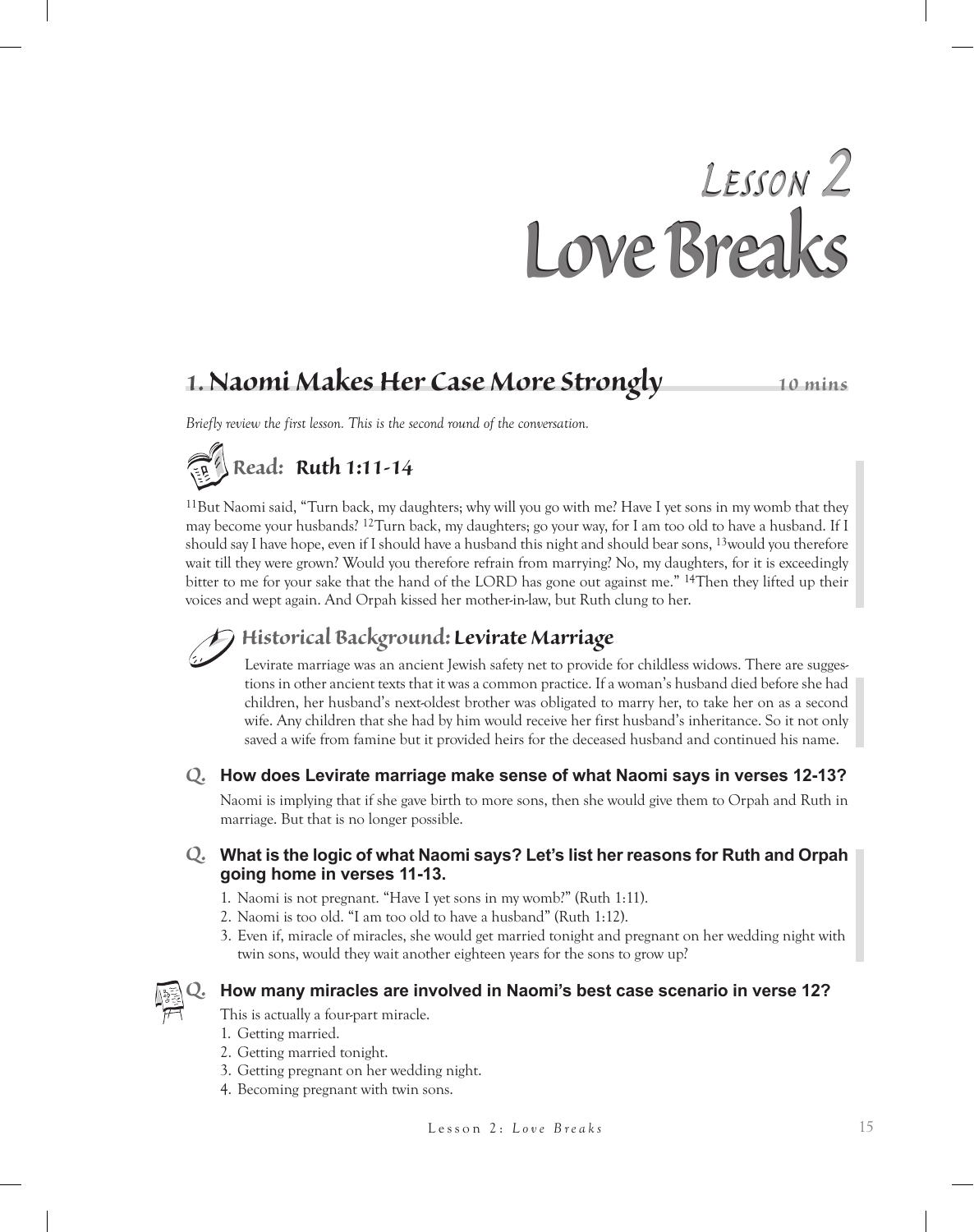# Lesson 2
# Love Breaks

## 1. Naomi Makes Her Case More Strongly

**10 mins**

*Briefly review the first lesson. This is the second round of the conversation.*

### Read: Ruth 1:11-14

[11]But Naomi said, "Turn back, my daughters; why will you go with me? Have I yet sons in my womb that they may become your husbands? [12]Turn back, my daughters; go your way, for I am too old to have a husband. If I should say I have hope, even if I should have a husband this night and should bear sons, [13]would you therefore wait till they were grown? Would you therefore refrain from marrying? No, my daughters, for it is exceedingly bitter to me for your sake that the hand of the LORD has gone out against me." [14]Then they lifted up their voices and wept again. And Orpah kissed her mother-in-law, but Ruth clung to her.

### Historical Background: Levirate Marriage

Levirate marriage was an ancient Jewish safety net to provide for childless widows. There are suggestions in other ancient texts that it was a common practice. If a woman's husband died before she had children, her husband's next-oldest brother was obligated to marry her, to take her on as a second wife. Any children that she had by him would receive her first husband's inheritance. So it not only saved a wife from famine but it provided heirs for the deceased husband and continued his name.

**Q. How does Levirate marriage make sense of what Naomi says in verses 12-13?**

Naomi is implying that if she gave birth to more sons, then she would give them to Orpah and Ruth in marriage. But that is no longer possible.

**Q. What is the logic of what Naomi says? Let's list her reasons for Ruth and Orpah going home in verses 11-13.**

1. Naomi is not pregnant. "Have I yet sons in my womb?" (Ruth 1:11).
2. Naomi is too old. "I am too old to have a husband" (Ruth 1:12).
3. Even if, miracle of miracles, she would get married tonight and pregnant on her wedding night with twin sons, would they wait another eighteen years for the sons to grow up?

**Q. How many miracles are involved in Naomi's best case scenario in verse 12?**

This is actually a four-part miracle.

1. Getting married.
2. Getting married tonight.
3. Getting pregnant on her wedding night.
4. Becoming pregnant with twin sons.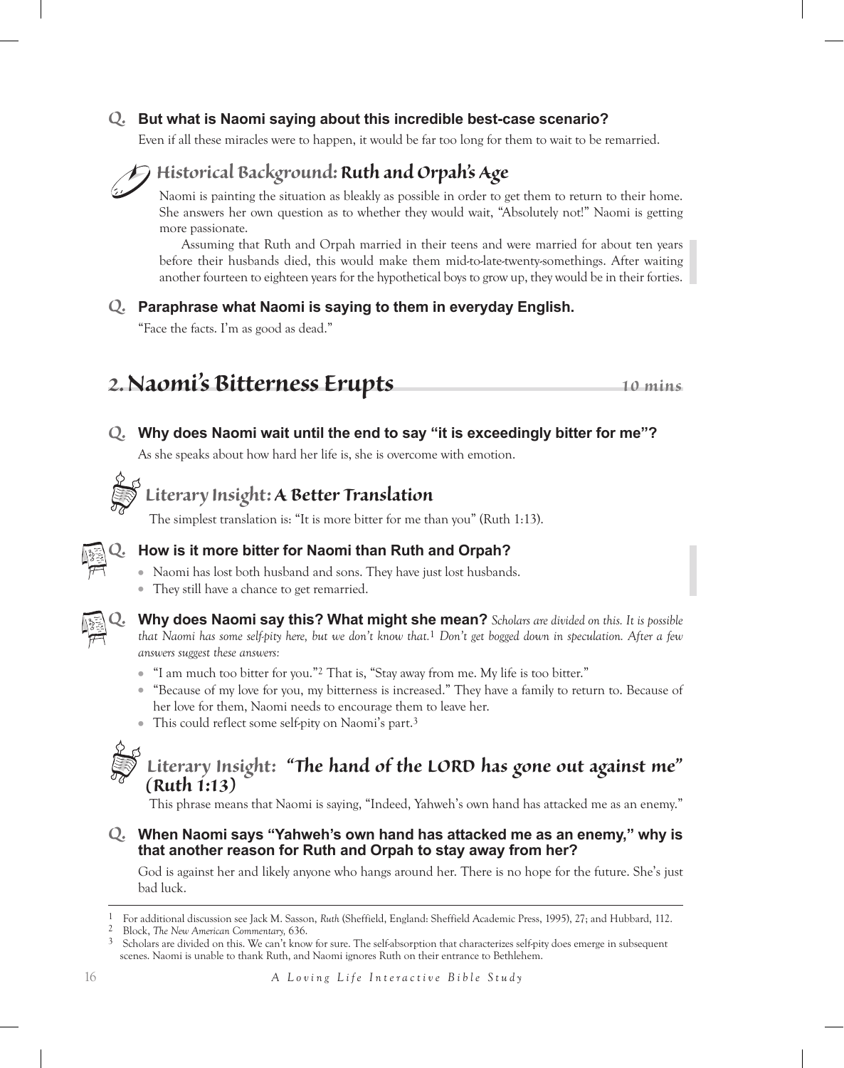**Q. But what is Naomi saying about this incredible best-case scenario?**

Even if all these miracles were to happen, it would be far too long for them to wait to be remarried.

### Historical Background: Ruth and Orpah's Age

Naomi is painting the situation as bleakly as possible in order to get them to return to their home. She answers her own question as to whether they would wait, "Absolutely not!" Naomi is getting more passionate.

Assuming that Ruth and Orpah married in their teens and were married for about ten years before their husbands died, this would make them mid-to-late-twenty-somethings. After waiting another fourteen to eighteen years for the hypothetical boys to grow up, they would be in their forties.

**Q. Paraphrase what Naomi is saying to them in everyday English.**

"Face the facts. I'm as good as dead."

## 2. Naomi's Bitterness Erupts — *10 mins*

**Q. Why does Naomi wait until the end to say "it is exceedingly bitter for me"?**

As she speaks about how hard her life is, she is overcome with emotion.

### Literary Insight: A Better Translation

The simplest translation is: "It is more bitter for me than you" (Ruth 1:13).

**Q. How is it more bitter for Naomi than Ruth and Orpah?**

- Naomi has lost both husband and sons. They have just lost husbands.
- They still have a chance to get remarried.

**Q. Why does Naomi say this? What might she mean?** *Scholars are divided on this. It is possible that Naomi has some self-pity here, but we don't know that.*[1] *Don't get bogged down in speculation. After a few answers suggest these answers:*

- "I am much too bitter for you."[2] That is, "Stay away from me. My life is too bitter."
- "Because of my love for you, my bitterness is increased." They have a family to return to. Because of her love for them, Naomi needs to encourage them to leave her.
- This could reflect some self-pity on Naomi's part.[3]

### Literary Insight: "The hand of the LORD has gone out against me" (Ruth 1:13)

This phrase means that Naomi is saying, "Indeed, Yahweh's own hand has attacked me as an enemy."

**Q. When Naomi says "Yahweh's own hand has attacked me as an enemy," why is that another reason for Ruth and Orpah to stay away from her?**

God is against her and likely anyone who hangs around her. There is no hope for the future. She's just bad luck.

---

[1] For additional discussion see Jack M. Sasson, *Ruth* (Sheffield, England: Sheffield Academic Press, 1995), 27; and Hubbard, 112.

[2] Block, *The New American Commentary,* 636.

[3] Scholars are divided on this. We can't know for sure. The self-absorption that characterizes self-pity does emerge in subsequent scenes. Naomi is unable to thank Ruth, and Naomi ignores Ruth on their entrance to Bethlehem.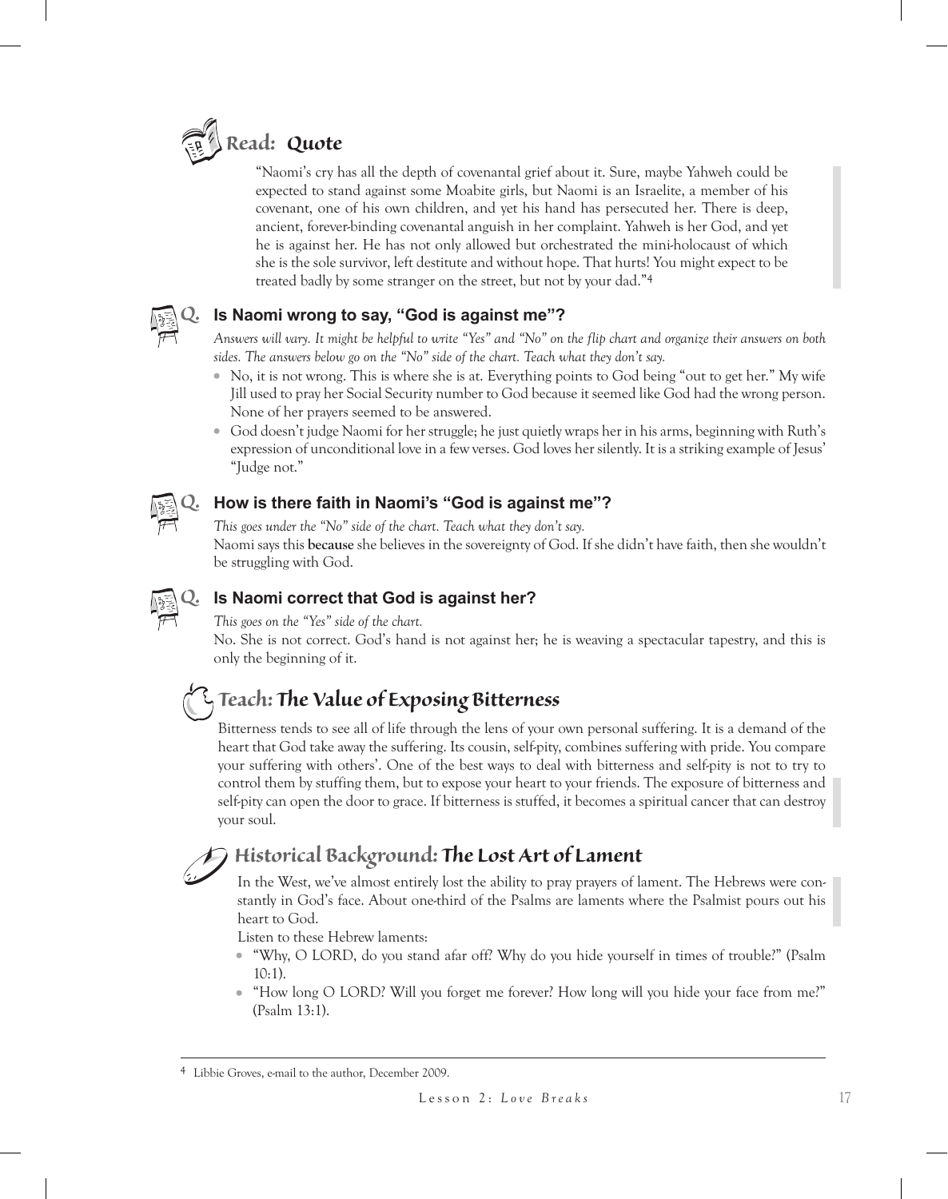## Read: Quote

"Naomi's cry has all the depth of covenantal grief about it. Sure, maybe Yahweh could be expected to stand against some Moabite girls, but Naomi is an Israelite, a member of his covenant, one of his own children, and yet his hand has persecuted her. There is deep, ancient, forever-binding covenantal anguish in her complaint. Yahweh is her God, and yet he is against her. He has not only allowed but orchestrated the mini-holocaust of which she is the sole survivor, left destitute and without hope. That hurts! You might expect to be treated badly by some stranger on the street, but not by your dad."[4]

### Q. Is Naomi wrong to say, "God is against me"?

*Answers will vary. It might be helpful to write "Yes" and "No" on the flip chart and organize their answers on both sides. The answers below go on the "No" side of the chart. Teach what they don't say.*

- No, it is not wrong. This is where she is at. Everything points to God being "out to get her." My wife Jill used to pray her Social Security number to God because it seemed like God had the wrong person. None of her prayers seemed to be answered.
- God doesn't judge Naomi for her struggle; he just quietly wraps her in his arms, beginning with Ruth's expression of unconditional love in a few verses. God loves her silently. It is a striking example of Jesus' "Judge not."

### Q. How is there faith in Naomi's "God is against me"?

*This goes under the "No" side of the chart. Teach what they don't say.*

Naomi says this **because** she believes in the sovereignty of God. If she didn't have faith, then she wouldn't be struggling with God.

### Q. Is Naomi correct that God is against her?

*This goes on the "Yes" side of the chart.*

No. She is not correct. God's hand is not against her; he is weaving a spectacular tapestry, and this is only the beginning of it.

## Teach: The Value of Exposing Bitterness

Bitterness tends to see all of life through the lens of your own personal suffering. It is a demand of the heart that God take away the suffering. Its cousin, self-pity, combines suffering with pride. You compare your suffering with others'. One of the best ways to deal with bitterness and self-pity is not to try to control them by stuffing them, but to expose your heart to your friends. The exposure of bitterness and self-pity can open the door to grace. If bitterness is stuffed, it becomes a spiritual cancer that can destroy your soul.

## Historical Background: The Lost Art of Lament

In the West, we've almost entirely lost the ability to pray prayers of lament. The Hebrews were constantly in God's face. About one-third of the Psalms are laments where the Psalmist pours out his heart to God.

Listen to these Hebrew laments:

- "Why, O LORD, do you stand afar off? Why do you hide yourself in times of trouble?" (Psalm 10:1).
- "How long O LORD? Will you forget me forever? How long will you hide your face from me?" (Psalm 13:1).

---

[4] Libbie Groves, e-mail to the author, December 2009.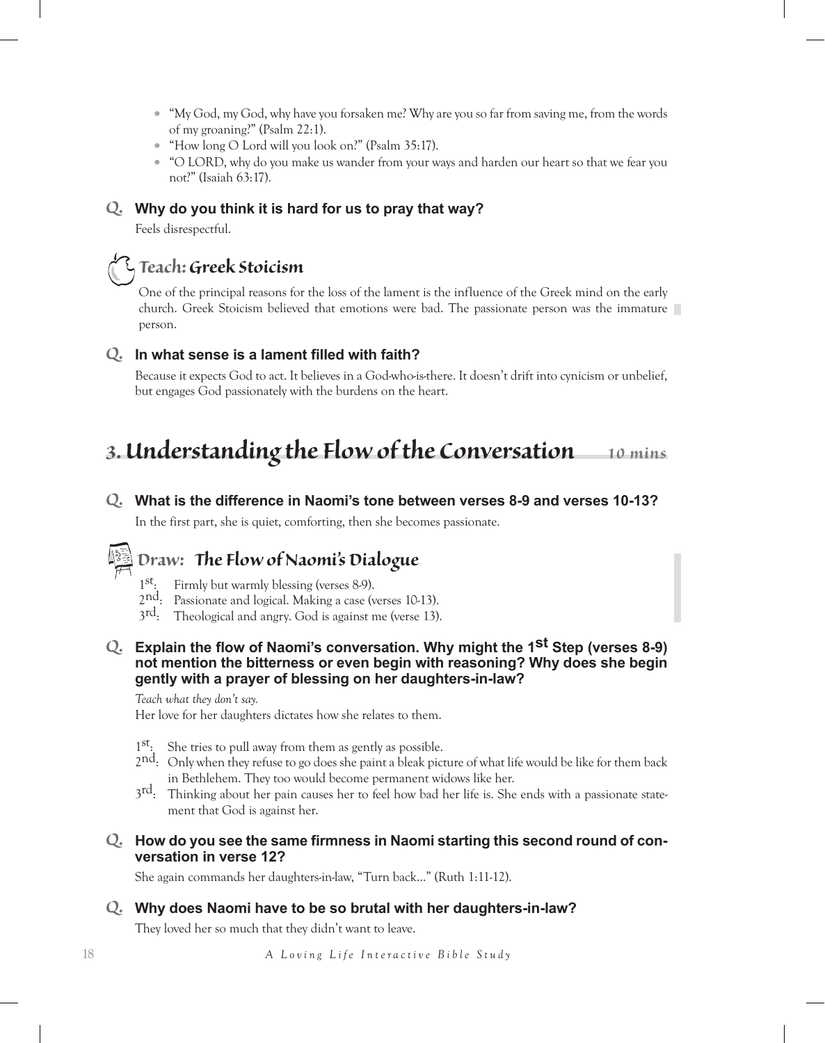- "My God, my God, why have you forsaken me? Why are you so far from saving me, from the words of my groaning?" (Psalm 22:1).
- "How long O Lord will you look on?" (Psalm 35:17).
- "O LORD, why do you make us wander from your ways and harden our heart so that we fear you not?" (Isaiah 63:17).

**Q. Why do you think it is hard for us to pray that way?**

Feels disrespectful.

### Teach: Greek Stoicism

One of the principal reasons for the loss of the lament is the influence of the Greek mind on the early church. Greek Stoicism believed that emotions were bad. The passionate person was the immature person.

**Q. In what sense is a lament filled with faith?**

Because it expects God to act. It believes in a God-who-is-there. It doesn't drift into cynicism or unbelief, but engages God passionately with the burdens on the heart.

## 3. Understanding the Flow of the Conversation — 10 mins

**Q. What is the difference in Naomi's tone between verses 8-9 and verses 10-13?**

In the first part, she is quiet, comforting, then she becomes passionate.

### Draw: The Flow of Naomi's Dialogue

1st: Firmly but warmly blessing (verses 8-9).
2nd: Passionate and logical. Making a case (verses 10-13).
3rd: Theological and angry. God is against me (verse 13).

**Q. Explain the flow of Naomi's conversation. Why might the 1st Step (verses 8-9) not mention the bitterness or even begin with reasoning? Why does she begin gently with a prayer of blessing on her daughters-in-law?**

*Teach what they don't say.*

Her love for her daughters dictates how she relates to them.

1st: She tries to pull away from them as gently as possible.
2nd: Only when they refuse to go does she paint a bleak picture of what life would be like for them back in Bethlehem. They too would become permanent widows like her.
3rd: Thinking about her pain causes her to feel how bad her life is. She ends with a passionate statement that God is against her.

**Q. How do you see the same firmness in Naomi starting this second round of conversation in verse 12?**

She again commands her daughters-in-law, "Turn back…" (Ruth 1:11-12).

**Q. Why does Naomi have to be so brutal with her daughters-in-law?**

They loved her so much that they didn't want to leave.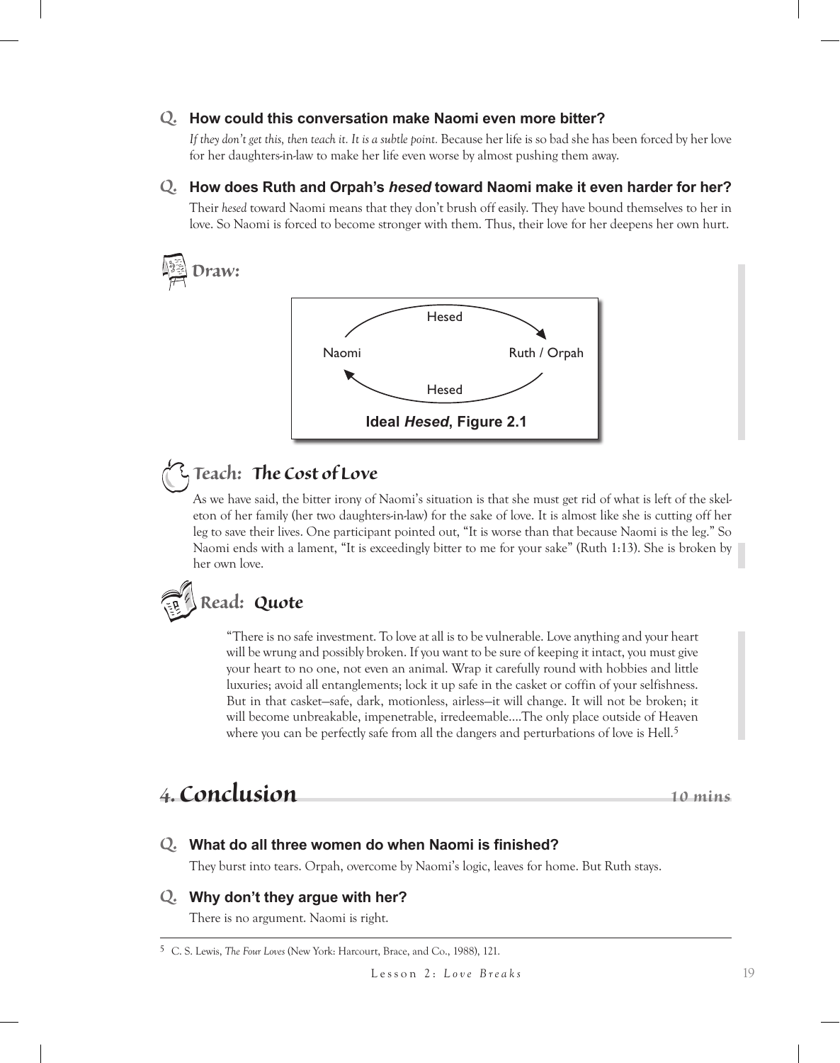**Q. How could this conversation make Naomi even more bitter?**

*If they don't get this, then teach it. It is a subtle point.* Because her life is so bad she has been forced by her love for her daughters-in-law to make her life even worse by almost pushing them away.

**Q. How does Ruth and Orpah's *hesed* toward Naomi make it even harder for her?**

Their *hesed* toward Naomi means that they don't brush off easily. They have bound themselves to her in love. So Naomi is forced to become stronger with them. Thus, their love for her deepens her own hurt.

### Draw:

Naomi → Hesed → Ruth / Orpah

Ruth / Orpah → Hesed → Naomi

**Ideal *Hesed*, Figure 2.1**

### Teach: The Cost of Love

As we have said, the bitter irony of Naomi's situation is that she must get rid of what is left of the skeleton of her family (her two daughters-in-law) for the sake of love. It is almost like she is cutting off her leg to save their lives. One participant pointed out, "It is worse than that because Naomi is the leg." So Naomi ends with a lament, "It is exceedingly bitter to me for your sake" (Ruth 1:13). She is broken by her own love.

### Read: Quote

> "There is no safe investment. To love at all is to be vulnerable. Love anything and your heart will be wrung and possibly broken. If you want to be sure of keeping it intact, you must give your heart to no one, not even an animal. Wrap it carefully round with hobbies and little luxuries; avoid all entanglements; lock it up safe in the casket or coffin of your selfishness. But in that casket—safe, dark, motionless, airless—it will change. It will not be broken; it will become unbreakable, impenetrable, irredeemable....The only place outside of Heaven where you can be perfectly safe from all the dangers and perturbations of love is Hell.[5]

## 4. Conclusion — 10 mins

**Q. What do all three women do when Naomi is finished?**

They burst into tears. Orpah, overcome by Naomi's logic, leaves for home. But Ruth stays.

**Q. Why don't they argue with her?**

There is no argument. Naomi is right.

---

[5] C. S. Lewis, *The Four Loves* (New York: Harcourt, Brace, and Co., 1988), 121.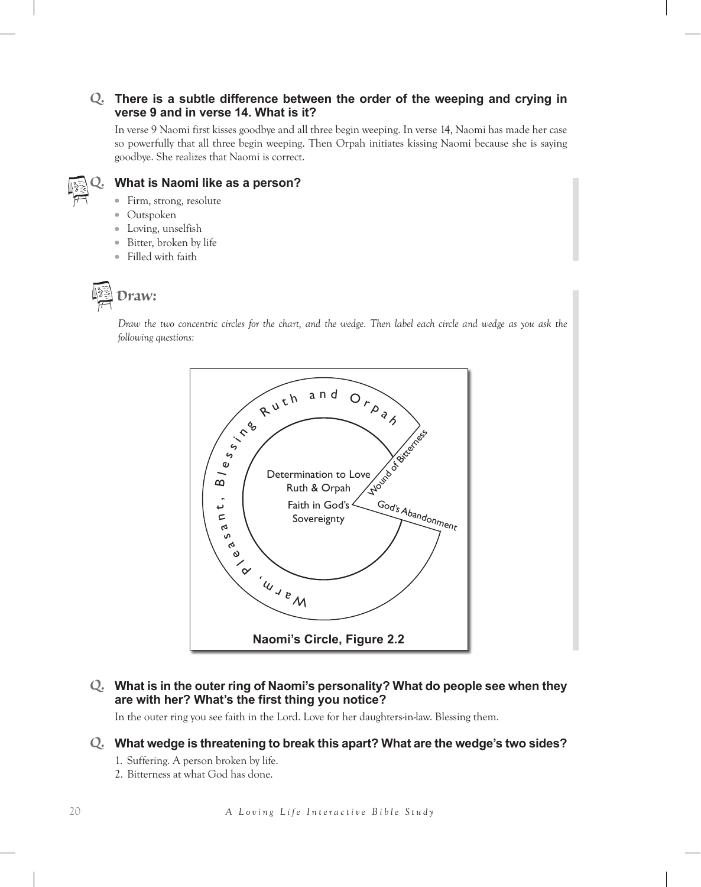**Q. There is a subtle difference between the order of the weeping and crying in verse 9 and in verse 14. What is it?**

In verse 9 Naomi first kisses goodbye and all three begin weeping. In verse 14, Naomi has made her case so powerfully that all three begin weeping. Then Orpah initiates kissing Naomi because she is saying goodbye. She realizes that Naomi is correct.

**Q. What is Naomi like as a person?**

- Firm, strong, resolute
- Outspoken
- Loving, unselfish
- Bitter, broken by life
- Filled with faith

## *Draw:*

*Draw the two concentric circles for the chart, and the wedge. Then label each circle and wedge as you ask the following questions:*

Warm, Pleasant, Blessing Ruth and Orpah

Determination to Love Ruth & Orpah

Faith in God's Sovereignty

Wound of Bitterness

God's Abandonment

**Naomi's Circle, Figure 2.2**

**Q. What is in the outer ring of Naomi's personality? What do people see when they are with her? What's the first thing you notice?**

In the outer ring you see faith in the Lord. Love for her daughters-in-law. Blessing them.

**Q. What wedge is threatening to break this apart? What are the wedge's two sides?**

1. Suffering. A person broken by life.
2. Bitterness at what God has done.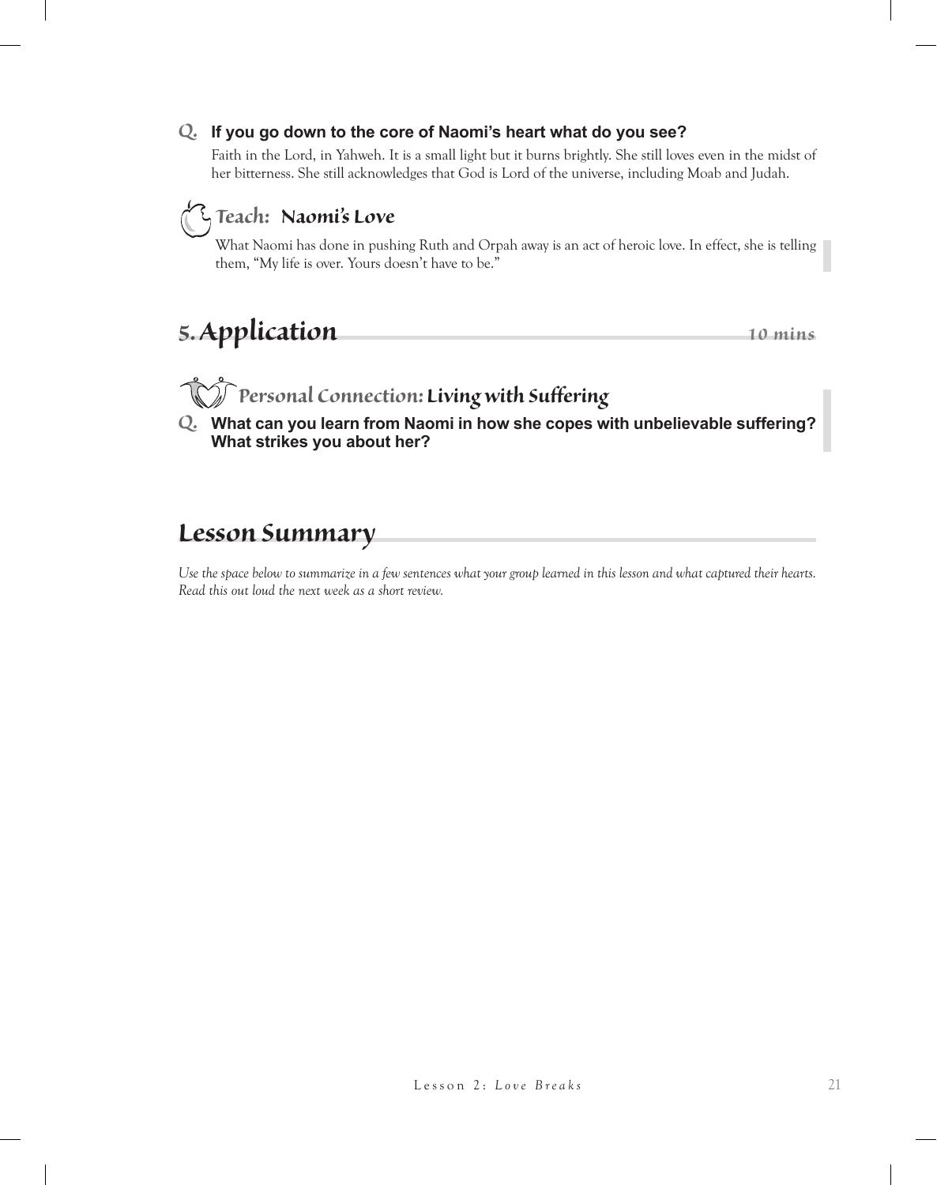**Q. If you go down to the core of Naomi's heart what do you see?**

Faith in the Lord, in Yahweh. It is a small light but it burns brightly. She still loves even in the midst of her bitterness. She still acknowledges that God is Lord of the universe, including Moab and Judah.

### Teach: Naomi's Love

What Naomi has done in pushing Ruth and Orpah away is an act of heroic love. In effect, she is telling them, "My life is over. Yours doesn't have to be."

## 5. Application — *10 mins*

### Personal Connection: Living with Suffering

**Q. What can you learn from Naomi in how she copes with unbelievable suffering? What strikes you about her?**

## Lesson Summary

*Use the space below to summarize in a few sentences what your group learned in this lesson and what captured their hearts. Read this out loud the next week as a short review.*